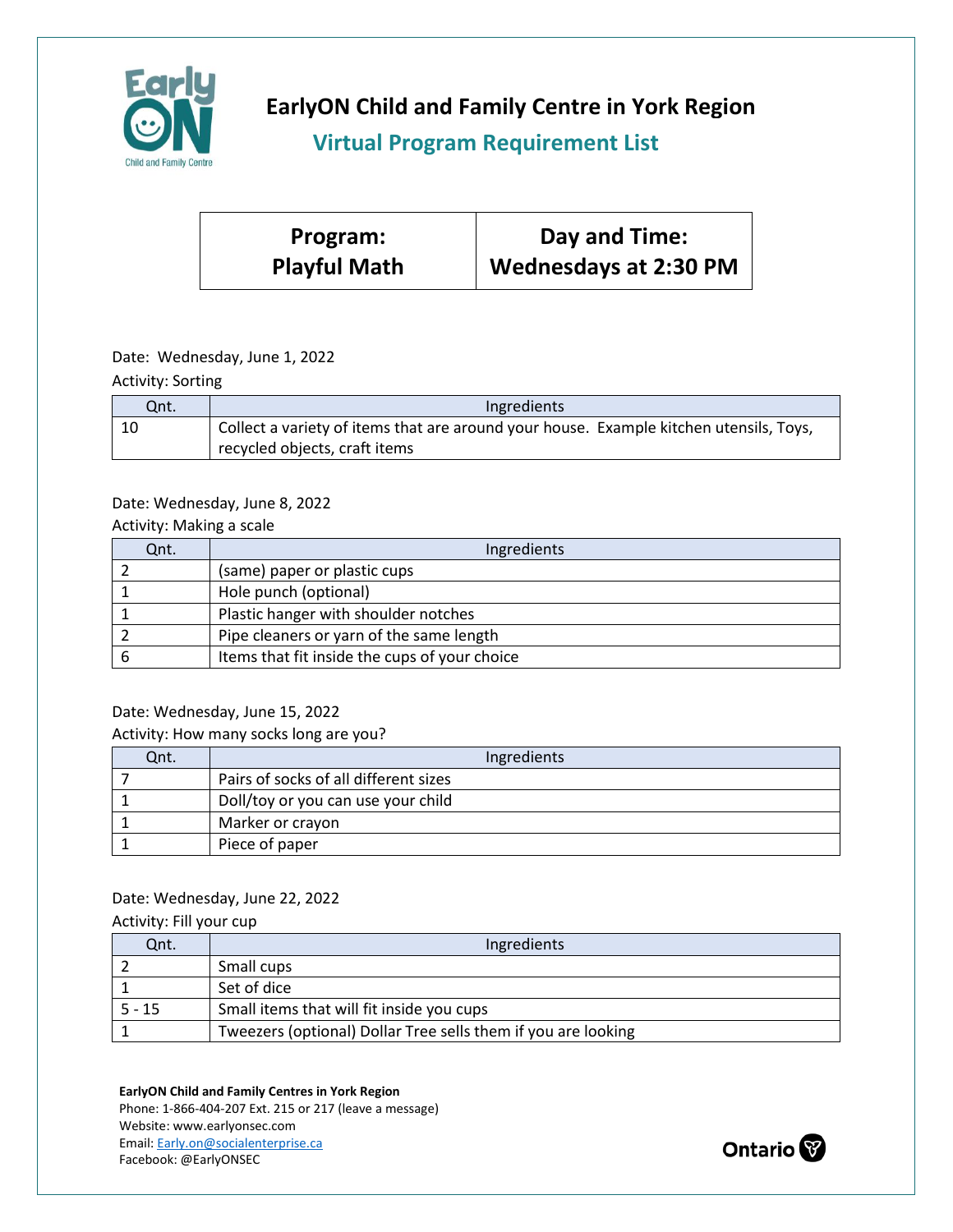# EarlyON Child and Family Centre in York Region

## Virtual Program Requirement List

| Program: Playful Math | Day and Time: Wednesdays at 2:30 PM |
|---|---|

Date: Wednesday, June 1, 2022

Activity: Sorting

| Qnt. | Ingredients |
|---|---|
| 10 | Collect a variety of items that are around your house. Example kitchen utensils, Toys, recycled objects, craft items |

Date: Wednesday, June 8, 2022

Activity: Making a scale

| Qnt. | Ingredients |
|---|---|
| 2 | (same) paper or plastic cups |
| 1 | Hole punch (optional) |
| 1 | Plastic hanger with shoulder notches |
| 2 | Pipe cleaners or yarn of the same length |
| 6 | Items that fit inside the cups of your choice |

Date: Wednesday, June 15, 2022

Activity: How many socks long are you?

| Qnt. | Ingredients |
|---|---|
| 7 | Pairs of socks of all different sizes |
| 1 | Doll/toy or you can use your child |
| 1 | Marker or crayon |
| 1 | Piece of paper |

Date: Wednesday, June 22, 2022

Activity: Fill your cup

| Qnt. | Ingredients |
|---|---|
| 2 | Small cups |
| 1 | Set of dice |
| 5 - 15 | Small items that will fit inside you cups |
| 1 | Tweezers (optional) Dollar Tree sells them if you are looking |

**EarlyON Child and Family Centres in York Region**
Phone: 1-866-404-207 Ext. 215 or 217 (leave a message)
Website: www.earlyonsec.com
Email: Early.on@socialenterprise.ca
Facebook: @EarlyONSEC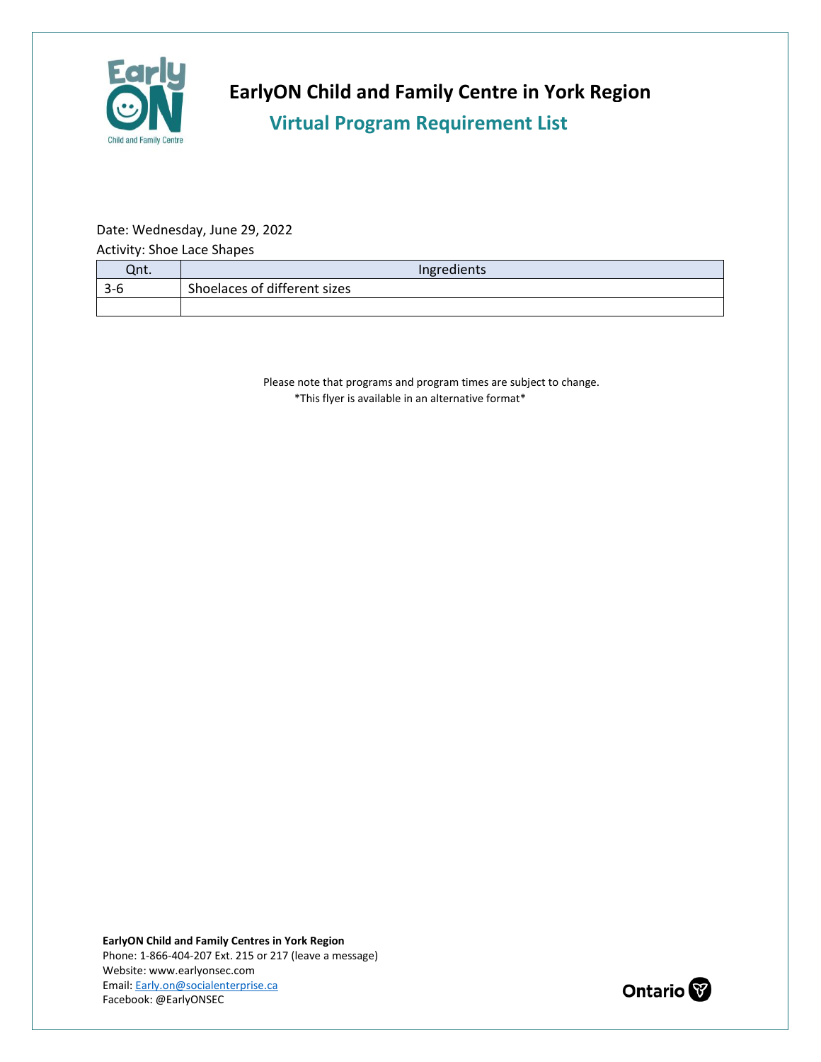# EarlyON Child and Family Centre in York Region

## Virtual Program Requirement List

Date: Wednesday, June 29, 2022

Activity: Shoe Lace Shapes

| Qnt. | Ingredients |
|---|---|
| 3-6 | Shoelaces of different sizes |
| | |

Please note that programs and program times are subject to change.

*This flyer is available in an alternative format*

**EarlyON Child and Family Centres in York Region**
Phone: 1-866-404-207 Ext. 215 or 217 (leave a message)
Website: www.earlyonsec.com
Email: Early.on@socialenterprise.ca
Facebook: @EarlyONSEC

Ontario